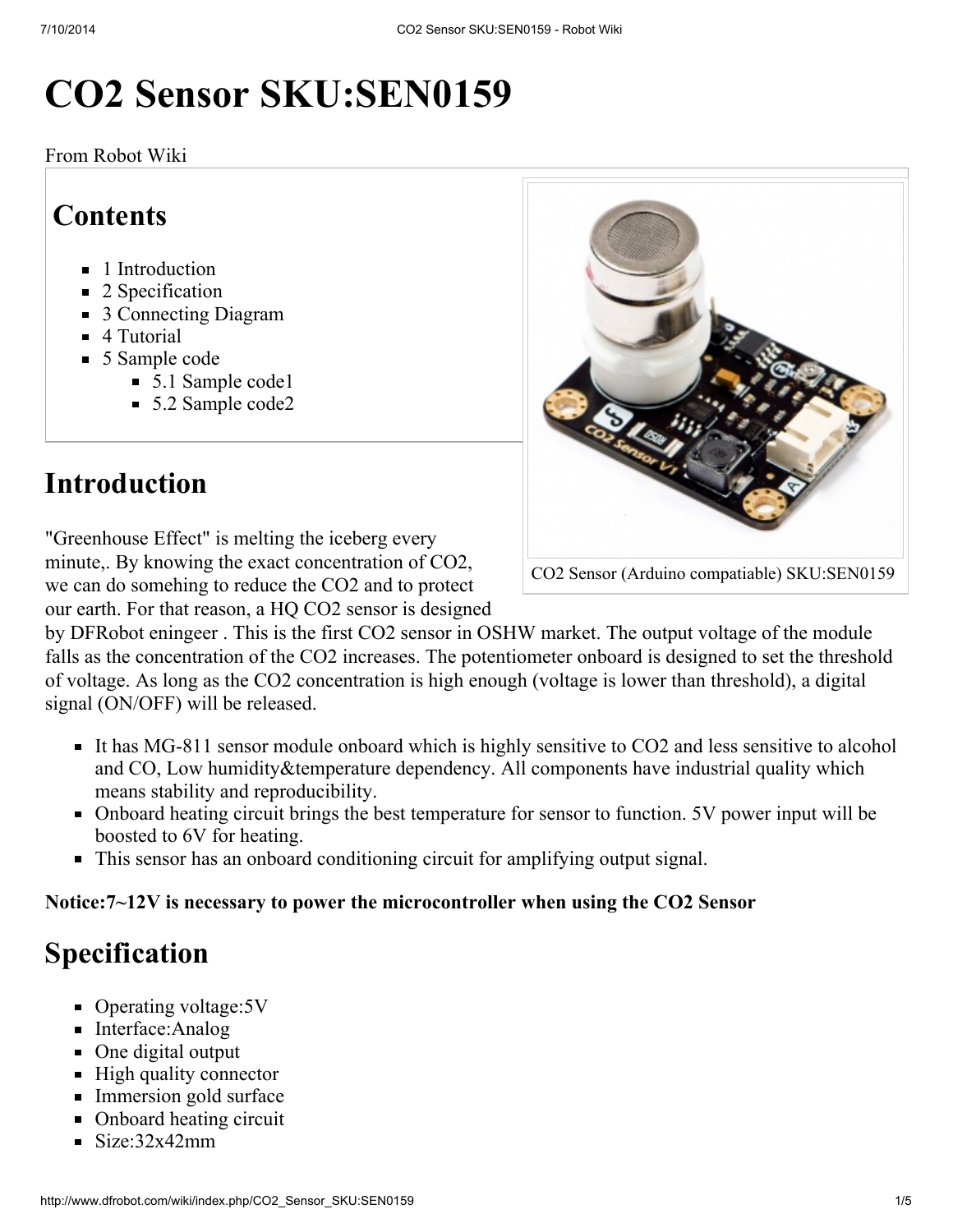# CO2 Sensor SKU:SEN0159

From Robot Wiki

## Contents

- 1 Introduction
- 2 Specification
- 3 Connecting Diagram
- 4 Tutorial
- 5 Sample code
  - 5.1 Sample code1
  - 5.2 Sample code2

CO2 Sensor (Arduino compatiable) SKU:SEN0159

## Introduction

"Greenhouse Effect" is melting the iceberg every minute,. By knowing the exact concentration of CO2, we can do somehing to reduce the CO2 and to protect our earth. For that reason, a HQ CO2 sensor is designed by DFRobot eningeer . This is the first CO2 sensor in OSHW market. The output voltage of the module falls as the concentration of the CO2 increases. The potentiometer onboard is designed to set the threshold of voltage. As long as the CO2 concentration is high enough (voltage is lower than threshold), a digital signal (ON/OFF) will be released.

- It has MG-811 sensor module onboard which is highly sensitive to CO2 and less sensitive to alcohol and CO, Low humidity&temperature dependency. All components have industrial quality which means stability and reproducibility.
- Onboard heating circuit brings the best temperature for sensor to function. 5V power input will be boosted to 6V for heating.
- This sensor has an onboard conditioning circuit for amplifying output signal.

**Notice:7~12V is necessary to power the microcontroller when using the CO2 Sensor**

## Specification

- Operating voltage:5V
- Interface:Analog
- One digital output
- High quality connector
- Immersion gold surface
- Onboard heating circuit
- Size:32x42mm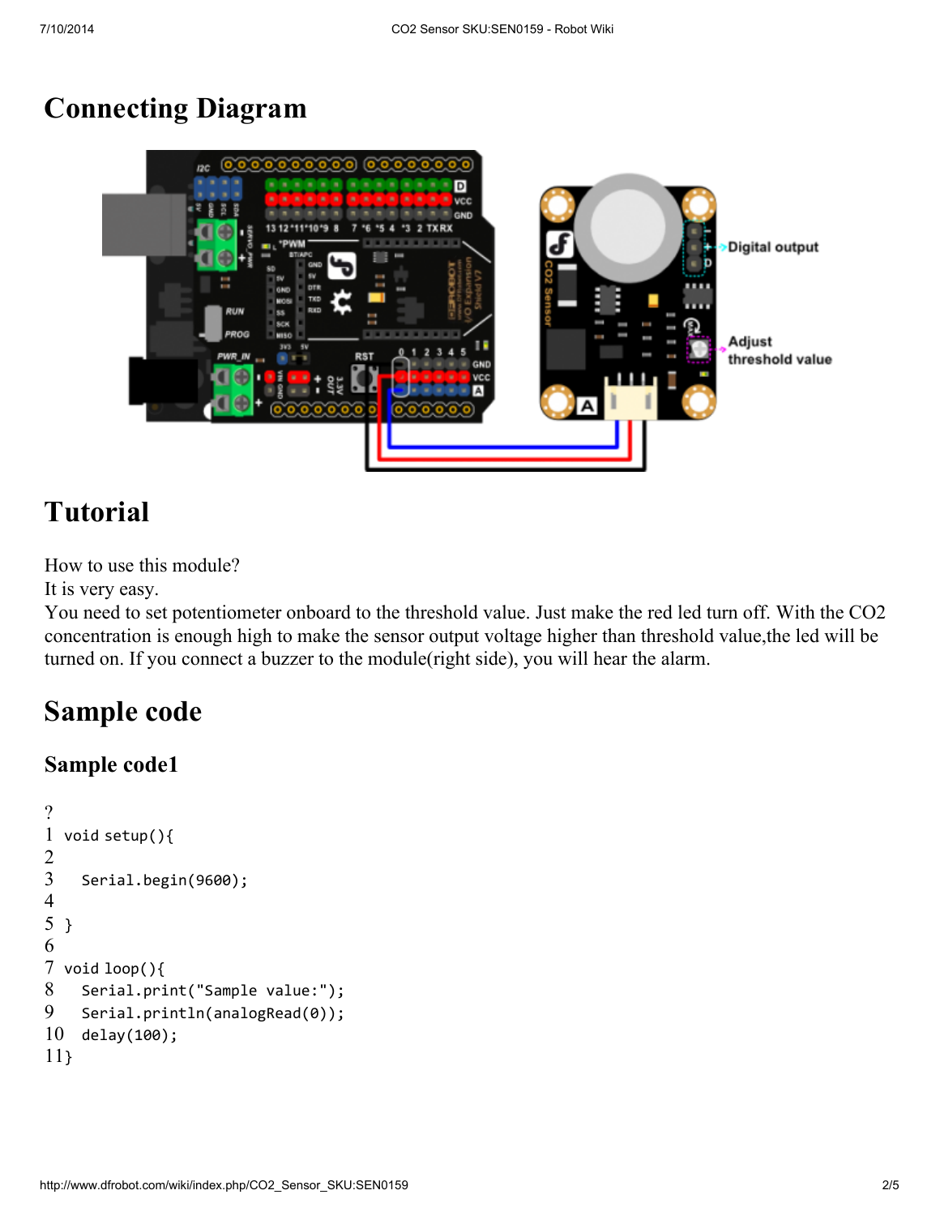# Connecting Diagram

# Tutorial

How to use this module?
It is very easy.
You need to set potentiometer onboard to the threshold value. Just make the red led turn off. With the CO2 concentration is enough high to make the sensor output voltage higher than threshold value,the led will be turned on. If you connect a buzzer to the module(right side), you will hear the alarm.

# Sample code

## Sample code1

```
void setup(){

  Serial.begin(9600);

}

void loop(){
  Serial.print("Sample value:");
  Serial.println(analogRead(0));
  delay(100);
}
```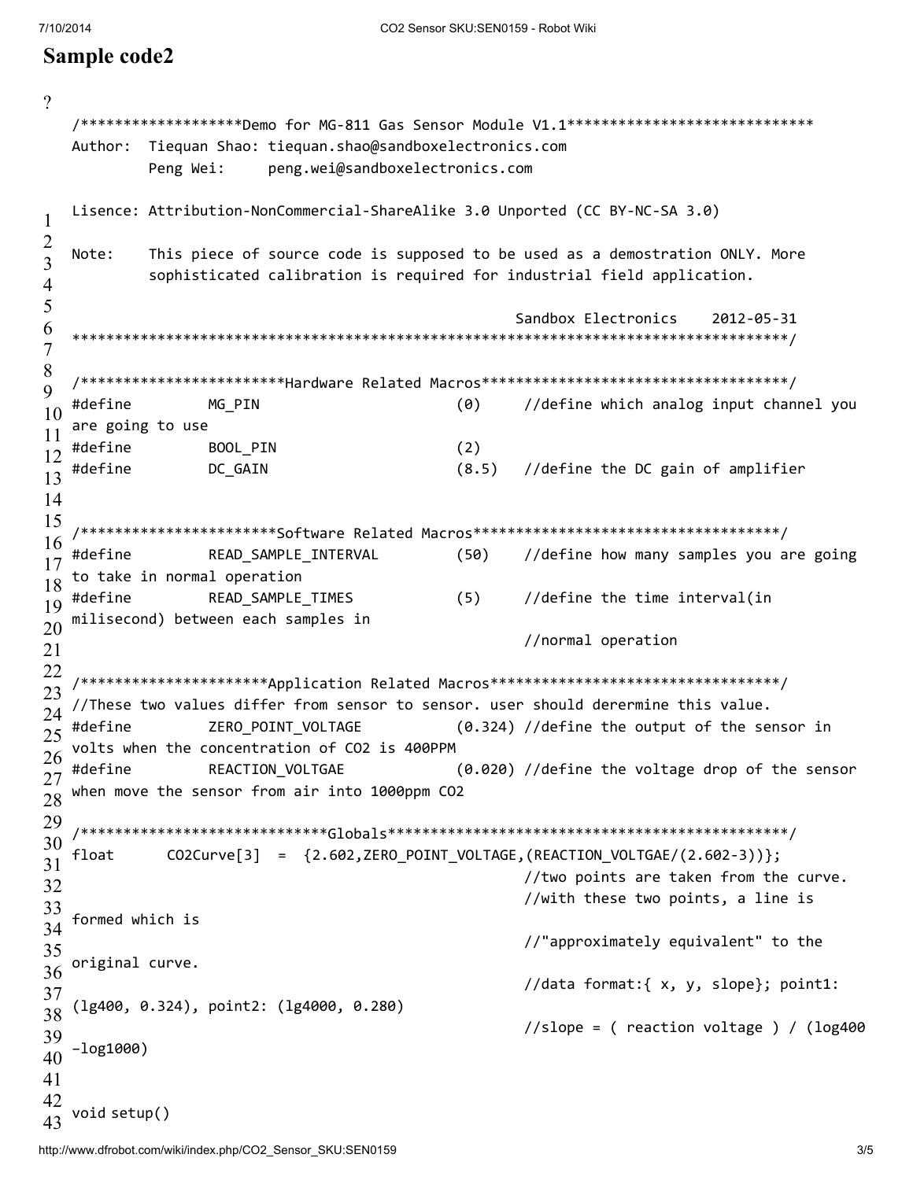## Sample code2

?

```
/*******************Demo for MG-811 Gas Sensor Module V1.1*****************************
Author:  Tiequan Shao: tiequan.shao@sandboxelectronics.com
         Peng Wei:     peng.wei@sandboxelectronics.com

Lisence: Attribution-NonCommercial-ShareAlike 3.0 Unported (CC BY-NC-SA 3.0)

Note:    This piece of source code is supposed to be used as a demostration ONLY. More
         sophisticated calibration is required for industrial field application.

                                                    Sandbox Electronics    2012-05-31
************************************************************************************/

/************************Hardware Related Macros************************************/
#define         MG_PIN                       (0)     //define which analog input channel you are going to use
#define         BOOL_PIN                     (2)
#define         DC_GAIN                      (8.5)   //define the DC gain of amplifier


/***********************Software Related Macros************************************/
#define         READ_SAMPLE_INTERVAL         (50)    //define how many samples you are going to take in normal operation
#define         READ_SAMPLE_TIMES            (5)     //define the time interval(in milisecond) between each samples in
                                                     //normal operation

/**********************Application Related Macros**********************************/
//These two values differ from sensor to sensor. user should derermine this value.
#define         ZERO_POINT_VOLTAGE           (0.324) //define the output of the sensor in volts when the concentration of CO2 is 400PPM
#define         REACTION_VOLTGAE             (0.020) //define the voltage drop of the sensor when move the sensor from air into 1000ppm CO2

/*****************************Globals***********************************************/
float       CO2Curve[3]  =  {2.602,ZERO_POINT_VOLTAGE,(REACTION_VOLTGAE/(2.602-3))};
                                                     //two points are taken from the curve.
                                                     //with these two points, a line is formed which is
                                                     //"approximately equivalent" to the original curve.
                                                     //data format:{ x, y, slope}; point1: (lg400, 0.324), point2: (lg4000, 0.280)
                                                     //slope = ( reaction voltage ) / (log400 –log1000)


void setup()
```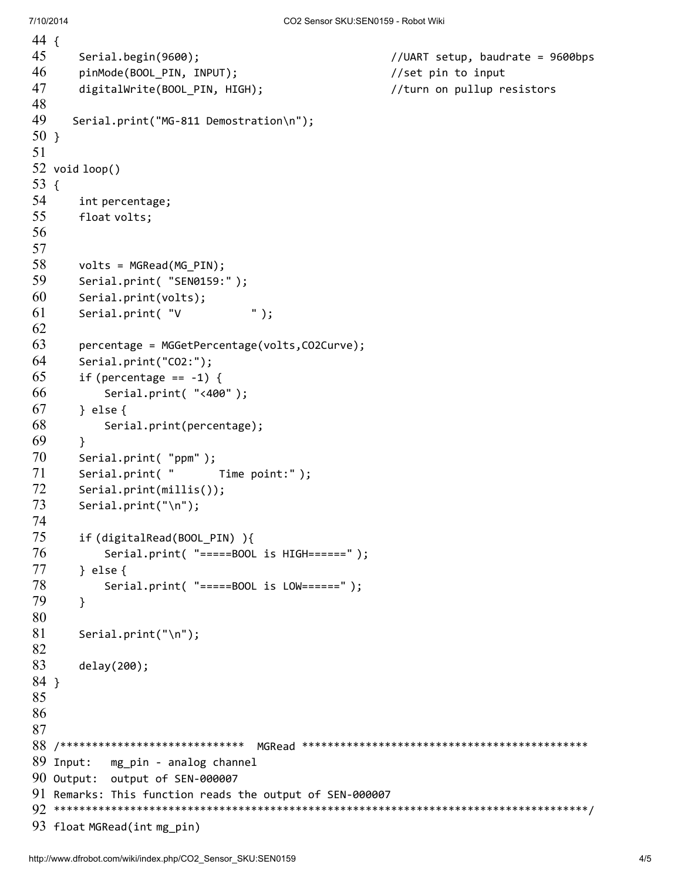```
44 {
45     Serial.begin(9600);                              //UART setup, baudrate = 9600bps
46     pinMode(BOOL_PIN, INPUT);                        //set pin to input
47     digitalWrite(BOOL_PIN, HIGH);                    //turn on pullup resistors
48
49    Serial.print("MG-811 Demostration\n");
50 }
51
52 void loop()
53 {
54     int percentage;
55     float volts;
56
57
58     volts = MGRead(MG_PIN);
59     Serial.print( "SEN0159:" );
60     Serial.print(volts);
61     Serial.print( "V           " );
62
63     percentage = MGGetPercentage(volts,CO2Curve);
64     Serial.print("CO2:");
65     if (percentage == -1) {
66         Serial.print( "<400" );
67     } else {
68         Serial.print(percentage);
69     }
70     Serial.print( "ppm" );
71     Serial.print( "       Time point:" );
72     Serial.print(millis());
73     Serial.print("\n");
74
75     if (digitalRead(BOOL_PIN) ){
76         Serial.print( "=====BOOL is HIGH======" );
77     } else {
78         Serial.print( "=====BOOL is LOW======" );
79     }
80
81     Serial.print("\n");
82
83     delay(200);
84 }
85
86
87
88 /*****************************  MGRead *********************************************
89 Input:   mg_pin - analog channel
90 Output:  output of SEN-000007
91 Remarks: This function reads the output of SEN-000007
92 ************************************************************************************/
93 float MGRead(int mg_pin)
```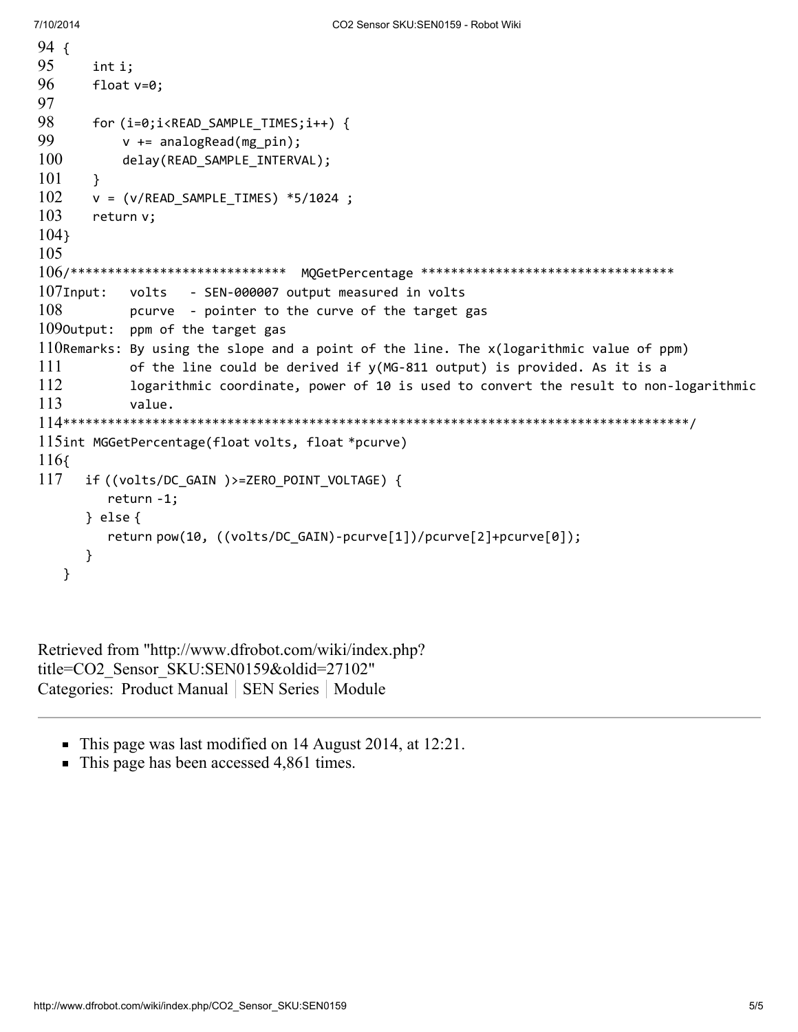```
94 {
95     int i;
96     float v=0;
97 
98     for (i=0;i<READ_SAMPLE_TIMES;i++) {
99         v += analogRead(mg_pin);
100        delay(READ_SAMPLE_INTERVAL);
101    }
102    v = (v/READ_SAMPLE_TIMES) *5/1024 ;
103    return v;
104}
105
106/*****************************  MQGetPercentage **********************************
107Input:   volts   - SEN-000007 output measured in volts
108         pcurve  - pointer to the curve of the target gas
109Output:  ppm of the target gas
110Remarks: By using the slope and a point of the line. The x(logarithmic value of ppm)
111         of the line could be derived if y(MG-811 output) is provided. As it is a
112         logarithmic coordinate, power of 10 is used to convert the result to non-logarithmic
113         value.
114************************************************************************************/
115int MGGetPercentage(float volts, float *pcurve)
116{
117   if ((volts/DC_GAIN )>=ZERO_POINT_VOLTAGE) {
        return -1;
     } else {
        return pow(10, ((volts/DC_GAIN)-pcurve[1])/pcurve[2]+pcurve[0]);
     }
  }
```

Retrieved from "http://www.dfrobot.com/wiki/index.php?title=CO2_Sensor_SKU:SEN0159&oldid=27102"
Categories: Product Manual | SEN Series | Module

- This page was last modified on 14 August 2014, at 12:21.
- This page has been accessed 4,861 times.